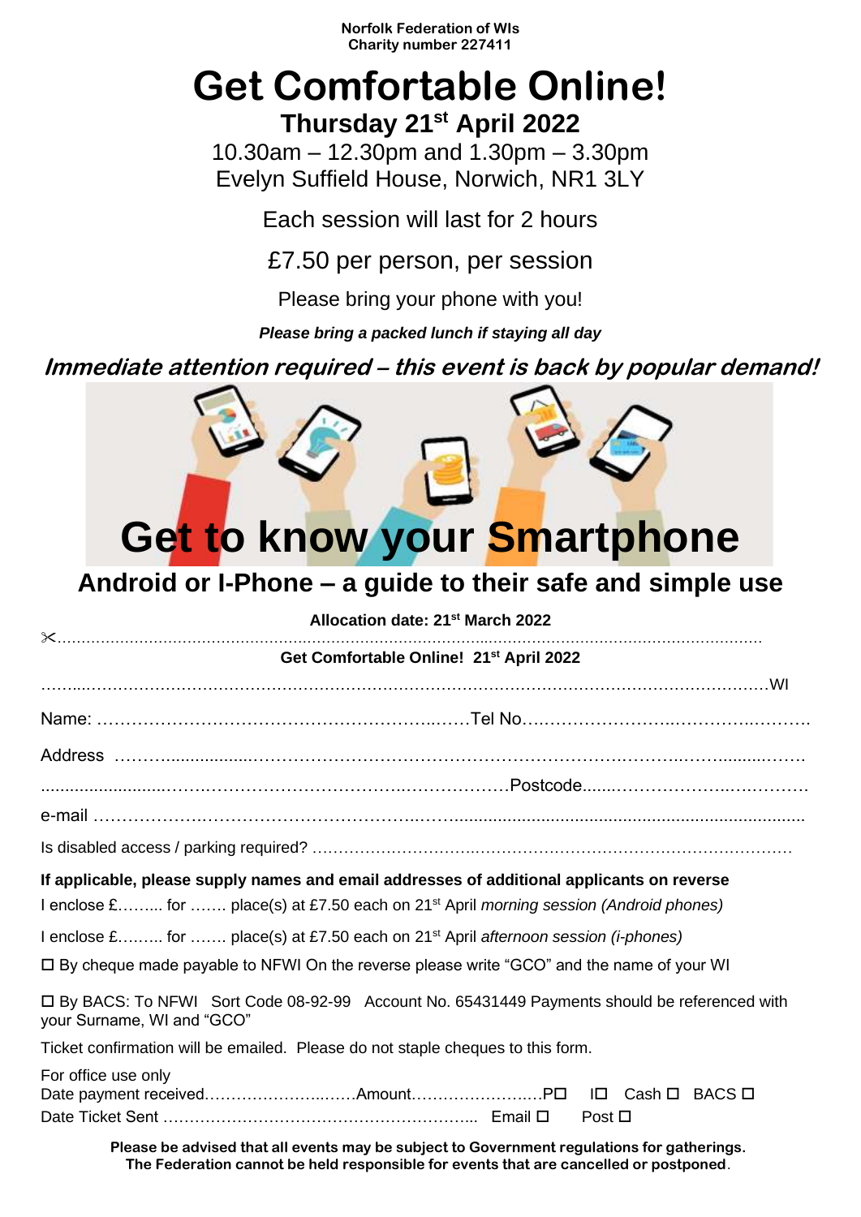**Norfolk Federation of WIs**
**Charity number 227411**

# Get Comfortable Online!

## Thursday 21st April 2022

10.30am – 12.30pm and 1.30pm – 3.30pm
Evelyn Suffield House, Norwich, NR1 3LY

Each session will last for 2 hours

£7.50 per person, per session

Please bring your phone with you!

***Please bring a packed lunch if staying all day***

***Immediate attention required – this event is back by popular demand!***

# Get to know your Smartphone

## Android or I-Phone – a guide to their safe and simple use

**Allocation date: 21st March 2022**

✂.....................................................................................................................................................

**Get Comfortable Online! 21st April 2022**

………………………………………………………………………………………………………………WI

Name: ……………………………………………………..……Tel No…………………………..………………..……….

Address ………………………………………………………………………………………………………………

……………………………………………………………………Postcode……………………………………

e-mail ………………………………………………………………………………………………………………

Is disabled access / parking required? …………………………………………………………………………………

**If applicable, please supply names and email addresses of additional applicants on reverse**

I enclose £…..... for ……. place(s) at £7.50 each on 21st April *morning session (Android phones)*

I enclose £…...... for ……. place(s) at £7.50 each on 21st April *afternoon session (i-phones)*

☐ By cheque made payable to NFWI On the reverse please write "GCO" and the name of your WI

☐ By BACS: To NFWI Sort Code 08-92-99 Account No. 65431449 Payments should be referenced with your Surname, WI and "GCO"

Ticket confirmation will be emailed. Please do not staple cheques to this form.

For office use only
Date payment received…………………..……Amount…………………..…P☐ I☐ Cash ☐ BACS ☐
Date Ticket Sent ………………………………………………….... Email ☐ Post ☐

**Please be advised that all events may be subject to Government regulations for gatherings.**
**The Federation cannot be held responsible for events that are cancelled or postponed.**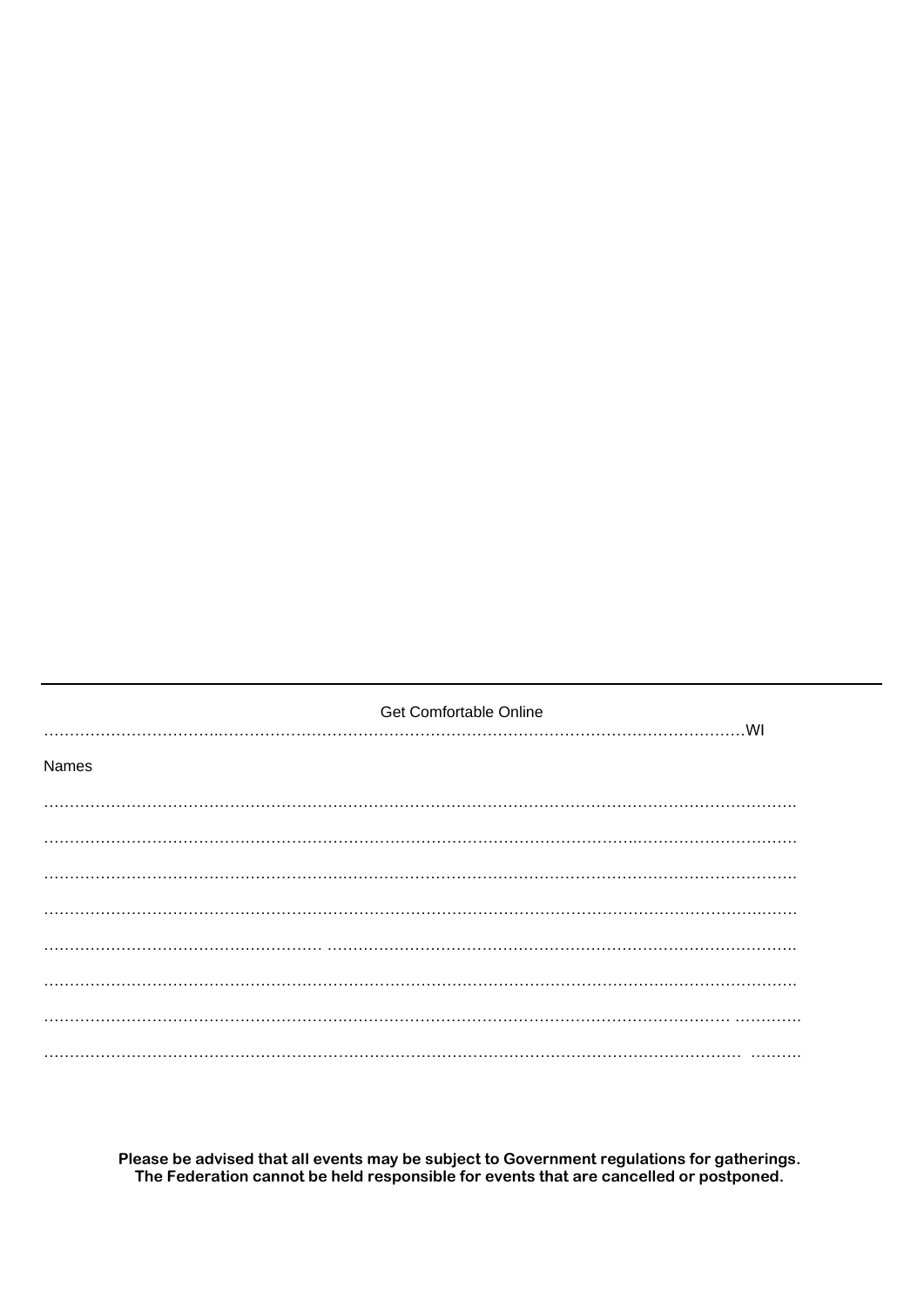---

Get Comfortable Online

……………………………………………………………………………………………………………………WI

Names

…………………………………………………………………………………………………………………………

…………………………………………………………………………………………………………………………

…………………………………………………………………………………………………………………………

…………………………………………………………………………………………………………………………

……………………………………………… ………………………………………………………………………………

…………………………………………………………………………………………………………………………

……………………………………………………………………………………………………………… …………

…………………………………………………………………………………………………………… ……….

**Please be advised that all events may be subject to Government regulations for gatherings. The Federation cannot be held responsible for events that are cancelled or postponed.**